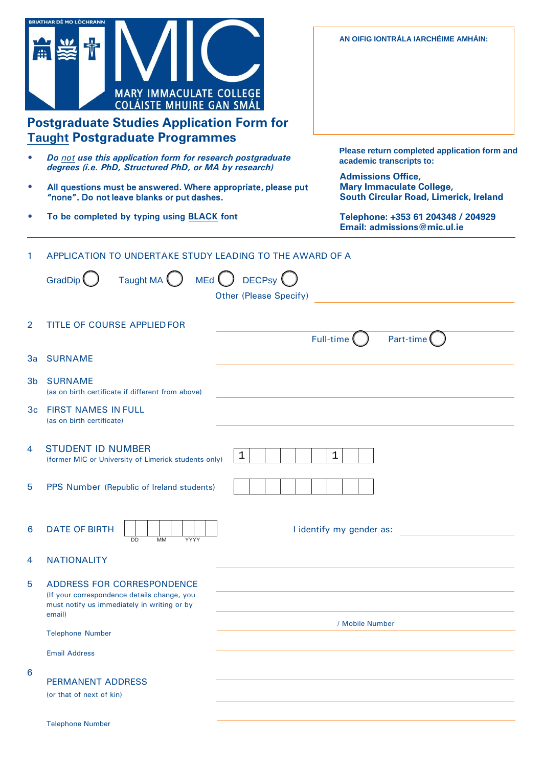BRIATHAR DÉ MO LÓCHRANN

MIC
MARY IMMACULATE COLLEGE
COLÁISTE MHUIRE GAN SMÁL

# Postgraduate Studies Application Form for Taught Postgraduate Programmes

- ***Do not use this application form for research postgraduate degrees (i.e. PhD, Structured PhD, or MA by research)***
- **All questions must be answered. Where appropriate, please put "none". Do not leave blanks or put dashes.**
- **To be completed by typing using BLACK font**

**AN OIFIG IONTRÁLA IARCHÉIME AMHÁIN:**

**Please return completed application form and academic transcripts to:**

**Admissions Office,**
**Mary Immaculate College,**
**South Circular Road, Limerick, Ireland**

**Telephone: +353 61 204348 / 204929**
**Email: admissions@mic.ul.ie**

---

1 APPLICATION TO UNDERTAKE STUDY LEADING TO THE AWARD OF A

GradDip ◯ Taught MA ◯ MEd ◯ DECPsy ◯

Other (Please Specify) ____________________

2 TITLE OF COURSE APPLIED FOR ____________________

Full-time ◯ Part-time ◯

3a SURNAME ____________________

3b SURNAME
(as on birth certificate if different from above) ____________________

3c FIRST NAMES IN FULL
(as on birth certificate) ____________________

4 STUDENT ID NUMBER
(former MIC or University of Limerick students only)

| 1 | | | | | | 1 | | |
|---|---|---|---|---|---|---|---|---|

5 PPS Number (Republic of Ireland students)

| | | | | | | | | |
|---|---|---|---|---|---|---|---|---|

6 DATE OF BIRTH

| | | | | | | | |
|---|---|---|---|---|---|---|---|
| DD | | MM | | YYYY | | | |

I identify my gender as: ____________________

4 NATIONALITY ____________________

5 ADDRESS FOR CORRESPONDENCE
(If your correspondence details change, you must notify us immediately in writing or by email)
____________________
____________________

Telephone Number ____________________ / Mobile Number ____________________

Email Address ____________________

6 PERMANENT ADDRESS
(or that of next of kin)
____________________
____________________

Telephone Number ____________________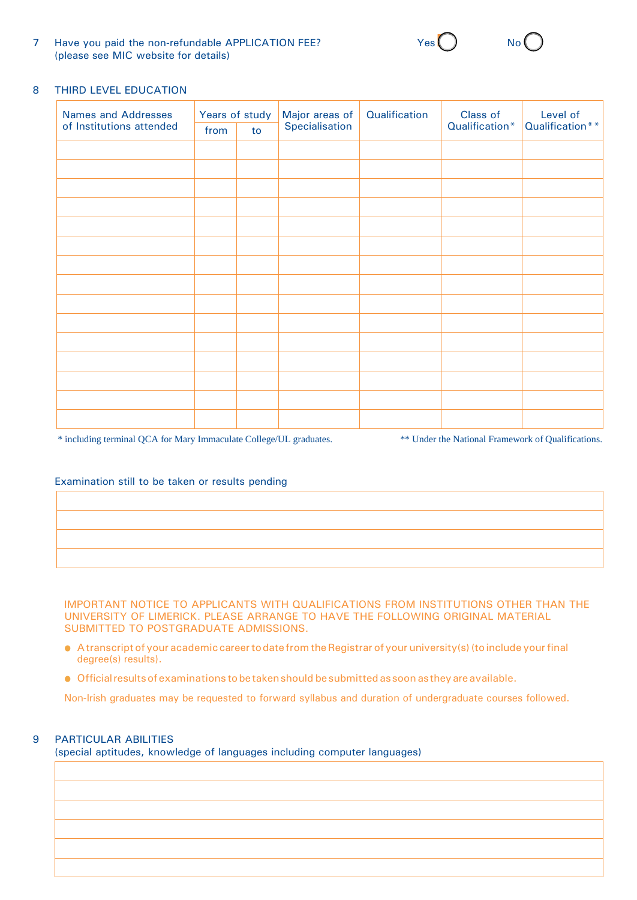7 Have you paid the non-refundable APPLICATION FEE? (please see MIC website for details)

Yes ◯ No ◯

8 THIRD LEVEL EDUCATION

| Names and Addresses of Institutions attended | Years of study | | Major areas of Specialisation | Qualification | Class of Qualification* | Level of Qualification** |
|---|---|---|---|---|---|---|
| | from | to | | | | |
| | | | | | | |
| | | | | | | |
| | | | | | | |
| | | | | | | |
| | | | | | | |
| | | | | | | |
| | | | | | | |
| | | | | | | |
| | | | | | | |
| | | | | | | |
| | | | | | | |
| | | | | | | |
| | | | | | | |
| | | | | | | |
| | | | | | | |

\* including terminal QCA for Mary Immaculate College/UL graduates.

\** Under the National Framework of Qualifications.

Examination still to be taken or results pending

| |
|---|
| |
| |
| |
| |

IMPORTANT NOTICE TO APPLICANTS WITH QUALIFICATIONS FROM INSTITUTIONS OTHER THAN THE UNIVERSITY OF LIMERICK. PLEASE ARRANGE TO HAVE THE FOLLOWING ORIGINAL MATERIAL SUBMITTED TO POSTGRADUATE ADMISSIONS.

- A transcript of your academic career to date from the Registrar of your university(s) (to include your final degree(s) results).
- Official results of examinations to be taken should be submitted as soon as they are available.

Non-Irish graduates may be requested to forward syllabus and duration of undergraduate courses followed.

9 PARTICULAR ABILITIES
(special aptitudes, knowledge of languages including computer languages)

| |
|---|
| |
| |
| |
| |
| |
| |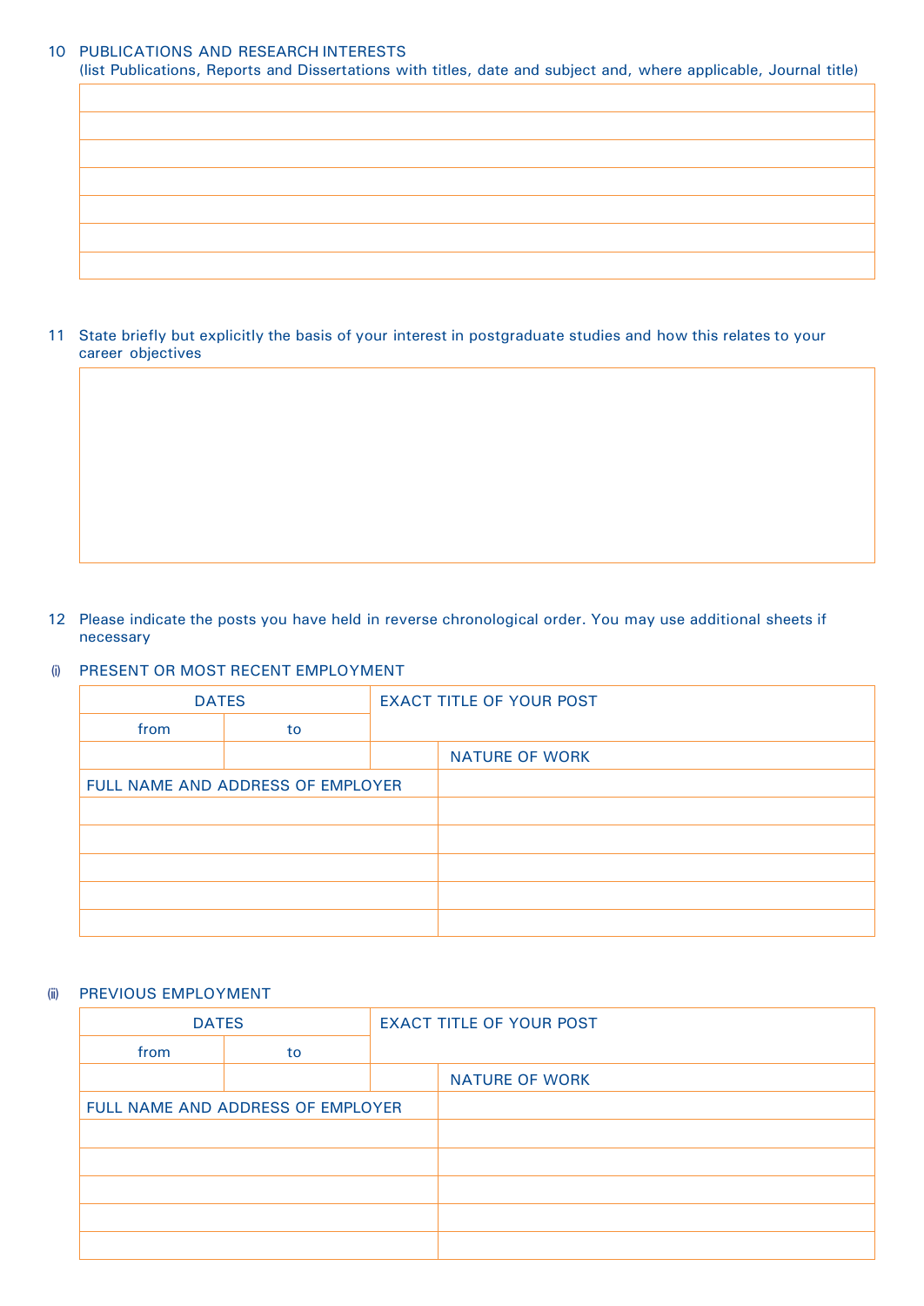10 PUBLICATIONS AND RESEARCH INTERESTS
(list Publications, Reports and Dissertations with titles, date and subject and, where applicable, Journal title)

| |
|---|
| |
| |
| |
| |
| |
| |
| |

11 State briefly but explicitly the basis of your interest in postgraduate studies and how this relates to your career objectives

| |
|---|
| |

12 Please indicate the posts you have held in reverse chronological order. You may use additional sheets if necessary

(i) PRESENT OR MOST RECENT EMPLOYMENT

| DATES | | EXACT TITLE OF YOUR POST | |
|---|---|---|---|
| from | to | | |
| | | | NATURE OF WORK |
| FULL NAME AND ADDRESS OF EMPLOYER | | | |
| | | | |
| | | | |
| | | | |
| | | | |
| | | | |

(ii) PREVIOUS EMPLOYMENT

| DATES | | EXACT TITLE OF YOUR POST | |
|---|---|---|---|
| from | to | | |
| | | | NATURE OF WORK |
| FULL NAME AND ADDRESS OF EMPLOYER | | | |
| | | | |
| | | | |
| | | | |
| | | | |
| | | | |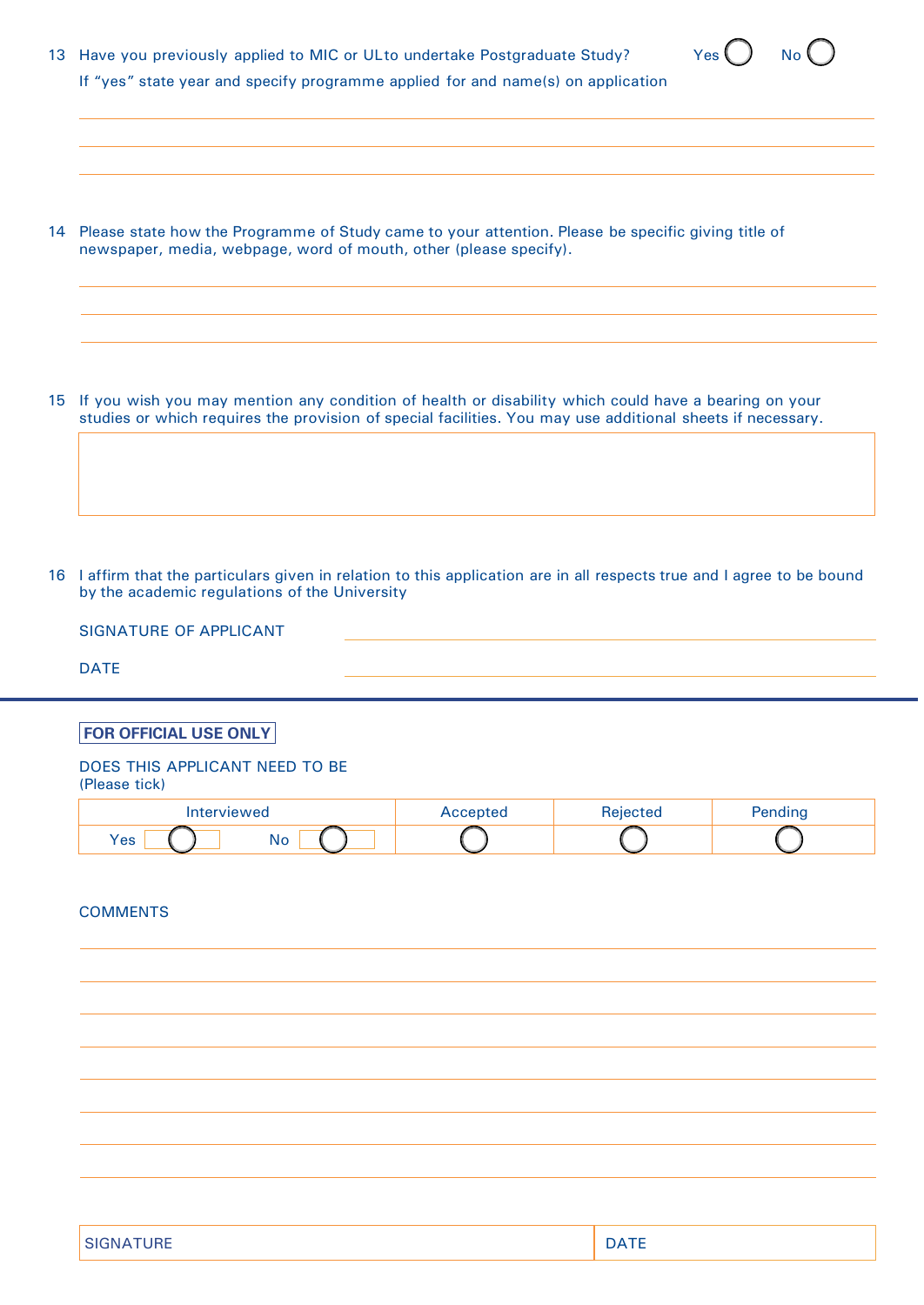13 Have you previously applied to MIC or ULto undertake Postgraduate Study? Yes ◯ No ◯

If "yes" state year and specify programme applied for and name(s) on application

14 Please state how the Programme of Study came to your attention. Please be specific giving title of newspaper, media, webpage, word of mouth, other (please specify).

15 If you wish you may mention any condition of health or disability which could have a bearing on your studies or which requires the provision of special facilities. You may use additional sheets if necessary.

16 I affirm that the particulars given in relation to this application are in all respects true and I agree to be bound by the academic regulations of the University

SIGNATURE OF APPLICANT

DATE

**FOR OFFICIAL USE ONLY**

DOES THIS APPLICANT NEED TO BE
(Please tick)

| Interviewed | | Accepted | Rejected | Pending |
|---|---|---|---|---|
| Yes ◯ | No ◯ | ◯ | ◯ | ◯ |

COMMENTS

| SIGNATURE | DATE |
|---|---|